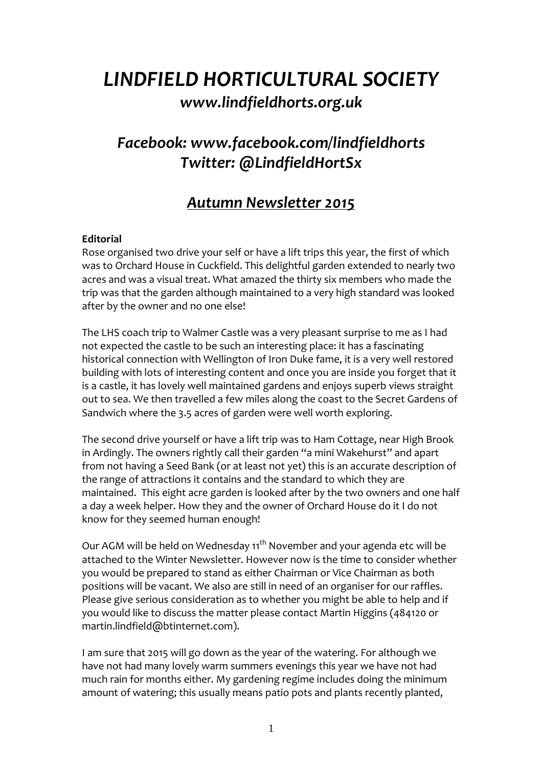# *LINDFIELD HORTICULTURAL SOCIETY*

## *www.lindfieldhorts.org.uk*

## *Facebook: www.facebook.com/lindfieldhorts*
## *Twitter: @LindfieldHortSx*

## ***Autumn Newsletter 2015***

**Editorial**

Rose organised two drive your self or have a lift trips this year, the first of which was to Orchard House in Cuckfield. This delightful garden extended to nearly two acres and was a visual treat. What amazed the thirty six members who made the trip was that the garden although maintained to a very high standard was looked after by the owner and no one else!

The LHS coach trip to Walmer Castle was a very pleasant surprise to me as I had not expected the castle to be such an interesting place: it has a fascinating historical connection with Wellington of Iron Duke fame, it is a very well restored building with lots of interesting content and once you are inside you forget that it is a castle, it has lovely well maintained gardens and enjoys superb views straight out to sea. We then travelled a few miles along the coast to the Secret Gardens of Sandwich where the 3.5 acres of garden were well worth exploring.

The second drive yourself or have a lift trip was to Ham Cottage, near High Brook in Ardingly. The owners rightly call their garden "a mini Wakehurst" and apart from not having a Seed Bank (or at least not yet) this is an accurate description of the range of attractions it contains and the standard to which they are maintained. This eight acre garden is looked after by the two owners and one half a day a week helper. How they and the owner of Orchard House do it I do not know for they seemed human enough!

Our AGM will be held on Wednesday 11th November and your agenda etc will be attached to the Winter Newsletter. However now is the time to consider whether you would be prepared to stand as either Chairman or Vice Chairman as both positions will be vacant. We also are still in need of an organiser for our raffles. Please give serious consideration as to whether you might be able to help and if you would like to discuss the matter please contact Martin Higgins (484120 or martin.lindfield@btinternet.com).

I am sure that 2015 will go down as the year of the watering. For although we have not had many lovely warm summers evenings this year we have not had much rain for months either. My gardening regime includes doing the minimum amount of watering; this usually means patio pots and plants recently planted,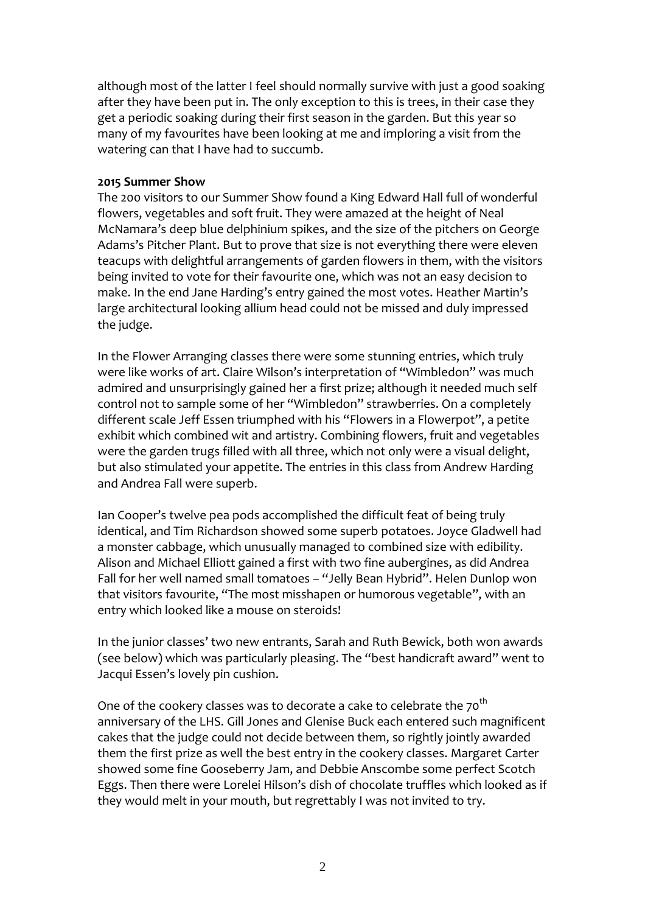although most of the latter I feel should normally survive with just a good soaking after they have been put in. The only exception to this is trees, in their case they get a periodic soaking during their first season in the garden. But this year so many of my favourites have been looking at me and imploring a visit from the watering can that I have had to succumb.

**2015 Summer Show**

The 200 visitors to our Summer Show found a King Edward Hall full of wonderful flowers, vegetables and soft fruit. They were amazed at the height of Neal McNamara's deep blue delphinium spikes, and the size of the pitchers on George Adams's Pitcher Plant. But to prove that size is not everything there were eleven teacups with delightful arrangements of garden flowers in them, with the visitors being invited to vote for their favourite one, which was not an easy decision to make. In the end Jane Harding's entry gained the most votes. Heather Martin's large architectural looking allium head could not be missed and duly impressed the judge.

In the Flower Arranging classes there were some stunning entries, which truly were like works of art. Claire Wilson's interpretation of "Wimbledon" was much admired and unsurprisingly gained her a first prize; although it needed much self control not to sample some of her "Wimbledon" strawberries. On a completely different scale Jeff Essen triumphed with his "Flowers in a Flowerpot", a petite exhibit which combined wit and artistry. Combining flowers, fruit and vegetables were the garden trugs filled with all three, which not only were a visual delight, but also stimulated your appetite. The entries in this class from Andrew Harding and Andrea Fall were superb.

Ian Cooper's twelve pea pods accomplished the difficult feat of being truly identical, and Tim Richardson showed some superb potatoes. Joyce Gladwell had a monster cabbage, which unusually managed to combined size with edibility. Alison and Michael Elliott gained a first with two fine aubergines, as did Andrea Fall for her well named small tomatoes – "Jelly Bean Hybrid". Helen Dunlop won that visitors favourite, "The most misshapen or humorous vegetable", with an entry which looked like a mouse on steroids!

In the junior classes' two new entrants, Sarah and Ruth Bewick, both won awards (see below) which was particularly pleasing. The "best handicraft award" went to Jacqui Essen's lovely pin cushion.

One of the cookery classes was to decorate a cake to celebrate the 70th anniversary of the LHS. Gill Jones and Glenise Buck each entered such magnificent cakes that the judge could not decide between them, so rightly jointly awarded them the first prize as well the best entry in the cookery classes. Margaret Carter showed some fine Gooseberry Jam, and Debbie Anscombe some perfect Scotch Eggs. Then there were Lorelei Hilson's dish of chocolate truffles which looked as if they would melt in your mouth, but regrettably I was not invited to try.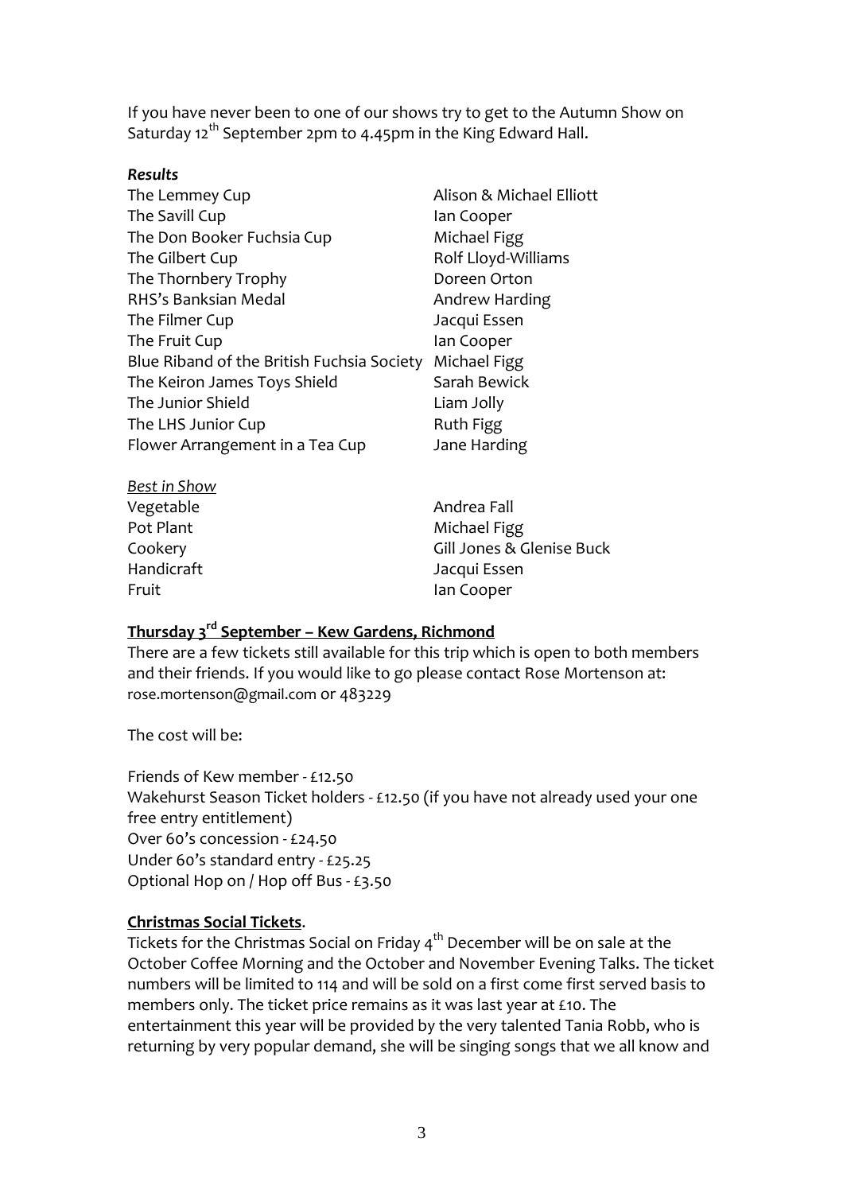If you have never been to one of our shows try to get to the Autumn Show on Saturday 12th September 2pm to 4.45pm in the King Edward Hall.

***Results***

| | |
|---|---|
| The Lemmey Cup | Alison & Michael Elliott |
| The Savill Cup | Ian Cooper |
| The Don Booker Fuchsia Cup | Michael Figg |
| The Gilbert Cup | Rolf Lloyd-Williams |
| The Thornbery Trophy | Doreen Orton |
| RHS's Banksian Medal | Andrew Harding |
| The Filmer Cup | Jacqui Essen |
| The Fruit Cup | Ian Cooper |
| Blue Riband of the British Fuchsia Society | Michael Figg |
| The Keiron James Toys Shield | Sarah Bewick |
| The Junior Shield | Liam Jolly |
| The LHS Junior Cup | Ruth Figg |
| Flower Arrangement in a Tea Cup | Jane Harding |

*Best in Show*

| | |
|---|---|
| Vegetable | Andrea Fall |
| Pot Plant | Michael Figg |
| Cookery | Gill Jones & Glenise Buck |
| Handicraft | Jacqui Essen |
| Fruit | Ian Cooper |

**Thursday 3rd September – Kew Gardens, Richmond**

There are a few tickets still available for this trip which is open to both members and their friends. If you would like to go please contact Rose Mortenson at: rose.mortenson@gmail.com or 483229

The cost will be:

Friends of Kew member - £12.50
Wakehurst Season Ticket holders - £12.50 (if you have not already used your one free entry entitlement)
Over 60's concession - £24.50
Under 60's standard entry - £25.25
Optional Hop on / Hop off Bus - £3.50

**Christmas Social Tickets**.

Tickets for the Christmas Social on Friday 4th December will be on sale at the October Coffee Morning and the October and November Evening Talks. The ticket numbers will be limited to 114 and will be sold on a first come first served basis to members only. The ticket price remains as it was last year at £10. The entertainment this year will be provided by the very talented Tania Robb, who is returning by very popular demand, she will be singing songs that we all know and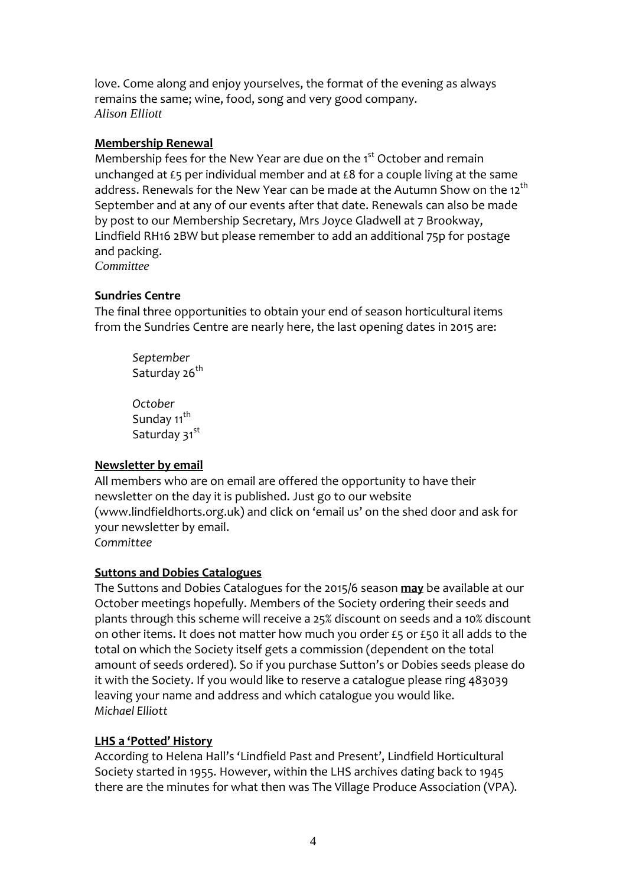love. Come along and enjoy yourselves, the format of the evening as always remains the same; wine, food, song and very good company.
*Alison Elliott*

**Membership Renewal**

Membership fees for the New Year are due on the 1st October and remain unchanged at £5 per individual member and at £8 for a couple living at the same address. Renewals for the New Year can be made at the Autumn Show on the 12th September and at any of our events after that date. Renewals can also be made by post to our Membership Secretary, Mrs Joyce Gladwell at 7 Brookway, Lindfield RH16 2BW but please remember to add an additional 75p for postage and packing.
*Committee*

**Sundries Centre**

The final three opportunities to obtain your end of season horticultural items from the Sundries Centre are nearly here, the last opening dates in 2015 are:

*September*
Saturday 26th

*October*
Sunday 11th
Saturday 31st

**Newsletter by email**

All members who are on email are offered the opportunity to have their newsletter on the day it is published. Just go to our website (www.lindfieldhorts.org.uk) and click on 'email us' on the shed door and ask for your newsletter by email.
*Committee*

**Suttons and Dobies Catalogues**

The Suttons and Dobies Catalogues for the 2015/6 season **may** be available at our October meetings hopefully. Members of the Society ordering their seeds and plants through this scheme will receive a 25% discount on seeds and a 10% discount on other items. It does not matter how much you order £5 or £50 it all adds to the total on which the Society itself gets a commission (dependent on the total amount of seeds ordered). So if you purchase Sutton's or Dobies seeds please do it with the Society. If you would like to reserve a catalogue please ring 483039 leaving your name and address and which catalogue you would like.
*Michael Elliott*

**LHS a 'Potted' History**

According to Helena Hall's 'Lindfield Past and Present', Lindfield Horticultural Society started in 1955. However, within the LHS archives dating back to 1945 there are the minutes for what then was The Village Produce Association (VPA).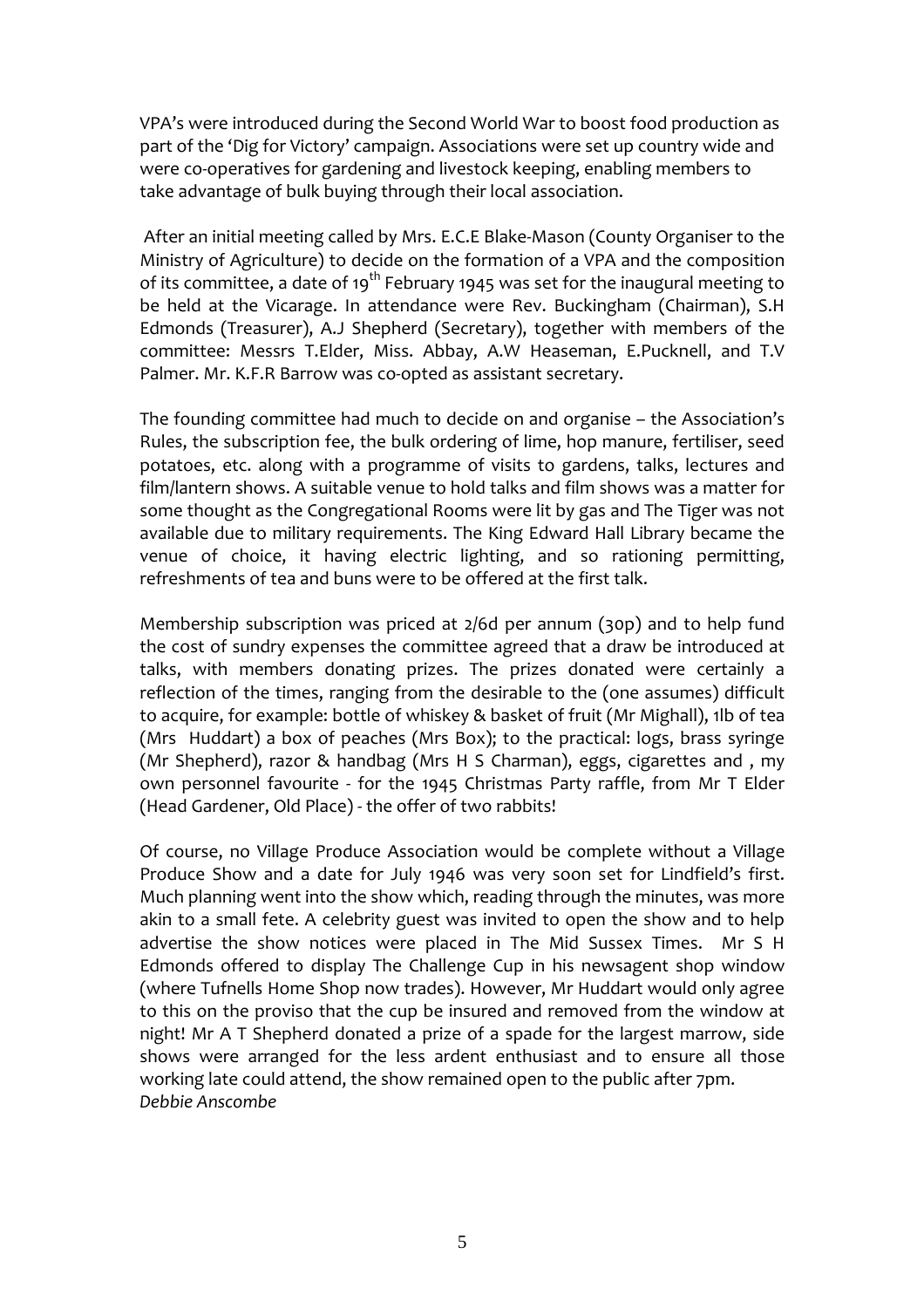VPA's were introduced during the Second World War to boost food production as part of the 'Dig for Victory' campaign. Associations were set up country wide and were co-operatives for gardening and livestock keeping, enabling members to take advantage of bulk buying through their local association.

After an initial meeting called by Mrs. E.C.E Blake-Mason (County Organiser to the Ministry of Agriculture) to decide on the formation of a VPA and the composition of its committee, a date of 19th February 1945 was set for the inaugural meeting to be held at the Vicarage. In attendance were Rev. Buckingham (Chairman), S.H Edmonds (Treasurer), A.J Shepherd (Secretary), together with members of the committee: Messrs T.Elder, Miss. Abbay, A.W Heaseman, E.Pucknell, and T.V Palmer. Mr. K.F.R Barrow was co-opted as assistant secretary.

The founding committee had much to decide on and organise – the Association's Rules, the subscription fee, the bulk ordering of lime, hop manure, fertiliser, seed potatoes, etc. along with a programme of visits to gardens, talks, lectures and film/lantern shows. A suitable venue to hold talks and film shows was a matter for some thought as the Congregational Rooms were lit by gas and The Tiger was not available due to military requirements. The King Edward Hall Library became the venue of choice, it having electric lighting, and so rationing permitting, refreshments of tea and buns were to be offered at the first talk.

Membership subscription was priced at 2/6d per annum (30p) and to help fund the cost of sundry expenses the committee agreed that a draw be introduced at talks, with members donating prizes. The prizes donated were certainly a reflection of the times, ranging from the desirable to the (one assumes) difficult to acquire, for example: bottle of whiskey & basket of fruit (Mr Mighall), 1lb of tea (Mrs Huddart) a box of peaches (Mrs Box); to the practical: logs, brass syringe (Mr Shepherd), razor & handbag (Mrs H S Charman), eggs, cigarettes and , my own personnel favourite - for the 1945 Christmas Party raffle, from Mr T Elder (Head Gardener, Old Place) - the offer of two rabbits!

Of course, no Village Produce Association would be complete without a Village Produce Show and a date for July 1946 was very soon set for Lindfield's first. Much planning went into the show which, reading through the minutes, was more akin to a small fete. A celebrity guest was invited to open the show and to help advertise the show notices were placed in The Mid Sussex Times. Mr S H Edmonds offered to display The Challenge Cup in his newsagent shop window (where Tufnells Home Shop now trades). However, Mr Huddart would only agree to this on the proviso that the cup be insured and removed from the window at night! Mr A T Shepherd donated a prize of a spade for the largest marrow, side shows were arranged for the less ardent enthusiast and to ensure all those working late could attend, the show remained open to the public after 7pm.

*Debbie Anscombe*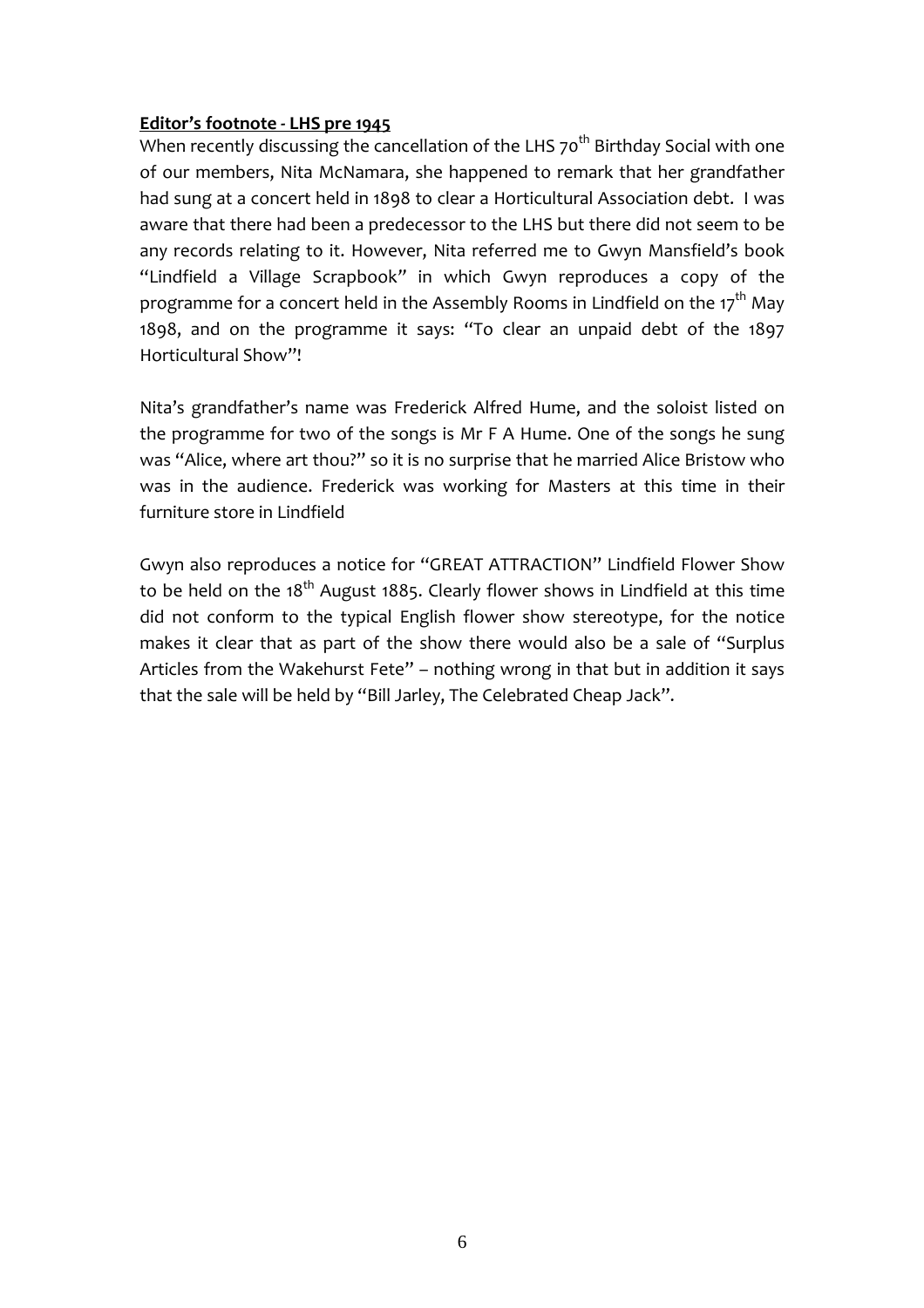**Editor's footnote - LHS pre 1945**

When recently discussing the cancellation of the LHS 70th Birthday Social with one of our members, Nita McNamara, she happened to remark that her grandfather had sung at a concert held in 1898 to clear a Horticultural Association debt. I was aware that there had been a predecessor to the LHS but there did not seem to be any records relating to it. However, Nita referred me to Gwyn Mansfield's book "Lindfield a Village Scrapbook" in which Gwyn reproduces a copy of the programme for a concert held in the Assembly Rooms in Lindfield on the 17th May 1898, and on the programme it says: "To clear an unpaid debt of the 1897 Horticultural Show"!

Nita's grandfather's name was Frederick Alfred Hume, and the soloist listed on the programme for two of the songs is Mr F A Hume. One of the songs he sung was "Alice, where art thou?" so it is no surprise that he married Alice Bristow who was in the audience. Frederick was working for Masters at this time in their furniture store in Lindfield

Gwyn also reproduces a notice for "GREAT ATTRACTION" Lindfield Flower Show to be held on the 18th August 1885. Clearly flower shows in Lindfield at this time did not conform to the typical English flower show stereotype, for the notice makes it clear that as part of the show there would also be a sale of "Surplus Articles from the Wakehurst Fete" – nothing wrong in that but in addition it says that the sale will be held by "Bill Jarley, The Celebrated Cheap Jack".